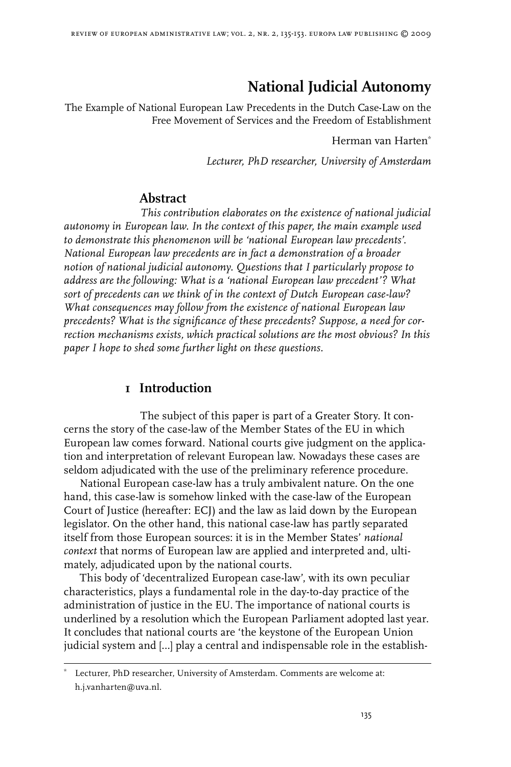# National Judicial Autonomy

The Example of National European Law Precedents in the Dutch Case-Law on the Free Movement of Services and the Freedom of Establishment

Herman van Harten*

*Lecturer, PhD researcher, University of Amsterdam*

## Abstract

*This contribution elaborates on the existence of national judicial autonomy in European law. In the context of this paper, the main example used to demonstrate this phenomenon will be 'national European law precedents'. National European law precedents are in fact a demonstration of a broader notion of national judicial autonomy. Questions that I particularly propose to address are the following: What is a 'national European law precedent'? What sort of precedents can we think of in the context of Dutch European case-law? What consequences may follow from the existence of national European law precedents? What is the significance of these precedents? Suppose, a need for correction mechanisms exists, which practical solutions are the most obvious? In this paper I hope to shed some further light on these questions.*

## 1 Introduction

The subject of this paper is part of a Greater Story. It concerns the story of the case-law of the Member States of the EU in which European law comes forward. National courts give judgment on the application and interpretation of relevant European law. Nowadays these cases are seldom adjudicated with the use of the preliminary reference procedure.

National European case-law has a truly ambivalent nature. On the one hand, this case-law is somehow linked with the case-law of the European Court of Justice (hereafter: ECJ) and the law as laid down by the European legislator. On the other hand, this national case-law has partly separated itself from those European sources: it is in the Member States' *national context* that norms of European law are applied and interpreted and, ultimately, adjudicated upon by the national courts.

This body of 'decentralized European case-law', with its own peculiar characteristics, plays a fundamental role in the day-to-day practice of the administration of justice in the EU. The importance of national courts is underlined by a resolution which the European Parliament adopted last year. It concludes that national courts are 'the keystone of the European Union judicial system and [...] play a central and indispensable role in the establish-

---

\* Lecturer, PhD researcher, University of Amsterdam. Comments are welcome at: h.j.vanharten@uva.nl.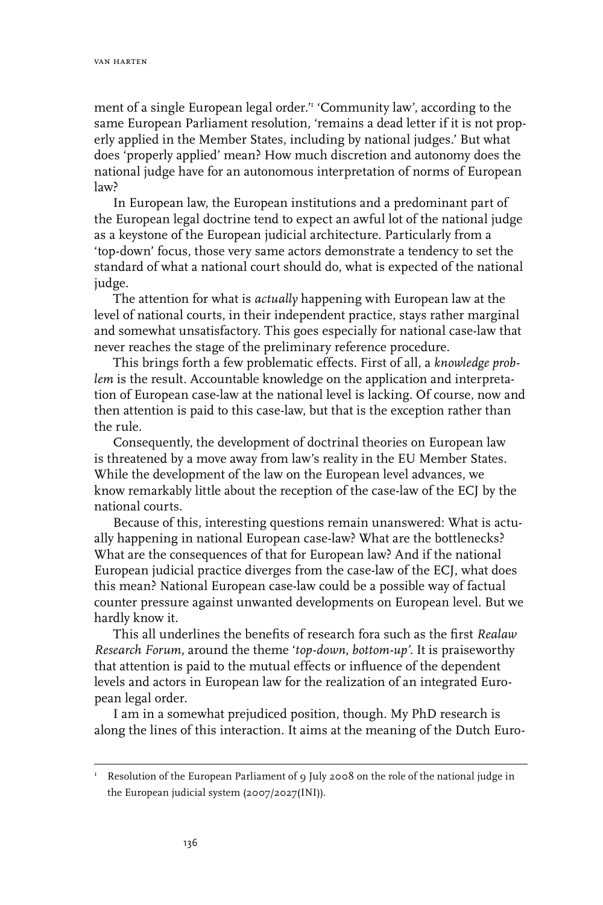ment of a single European legal order.'[1] 'Community law', according to the same European Parliament resolution, 'remains a dead letter if it is not properly applied in the Member States, including by national judges.' But what does 'properly applied' mean? How much discretion and autonomy does the national judge have for an autonomous interpretation of norms of European law?

In European law, the European institutions and a predominant part of the European legal doctrine tend to expect an awful lot of the national judge as a keystone of the European judicial architecture. Particularly from a 'top-down' focus, those very same actors demonstrate a tendency to set the standard of what a national court should do, what is expected of the national judge.

The attention for what is *actually* happening with European law at the level of national courts, in their independent practice, stays rather marginal and somewhat unsatisfactory. This goes especially for national case-law that never reaches the stage of the preliminary reference procedure.

This brings forth a few problematic effects. First of all, a *knowledge problem* is the result. Accountable knowledge on the application and interpretation of European case-law at the national level is lacking. Of course, now and then attention is paid to this case-law, but that is the exception rather than the rule.

Consequently, the development of doctrinal theories on European law is threatened by a move away from law's reality in the EU Member States. While the development of the law on the European level advances, we know remarkably little about the reception of the case-law of the ECJ by the national courts.

Because of this, interesting questions remain unanswered: What is actually happening in national European case-law? What are the bottlenecks? What are the consequences of that for European law? And if the national European judicial practice diverges from the case-law of the ECJ, what does this mean? National European case-law could be a possible way of factual counter pressure against unwanted developments on European level. But we hardly know it.

This all underlines the benefits of research fora such as the first *Realaw Research Forum*, around the theme '*top-down, bottom-up*'. It is praiseworthy that attention is paid to the mutual effects or influence of the dependent levels and actors in European law for the realization of an integrated European legal order.

I am in a somewhat prejudiced position, though. My PhD research is along the lines of this interaction. It aims at the meaning of the Dutch Euro-

[1] Resolution of the European Parliament of 9 July 2008 on the role of the national judge in the European judicial system (2007/2027(INI)).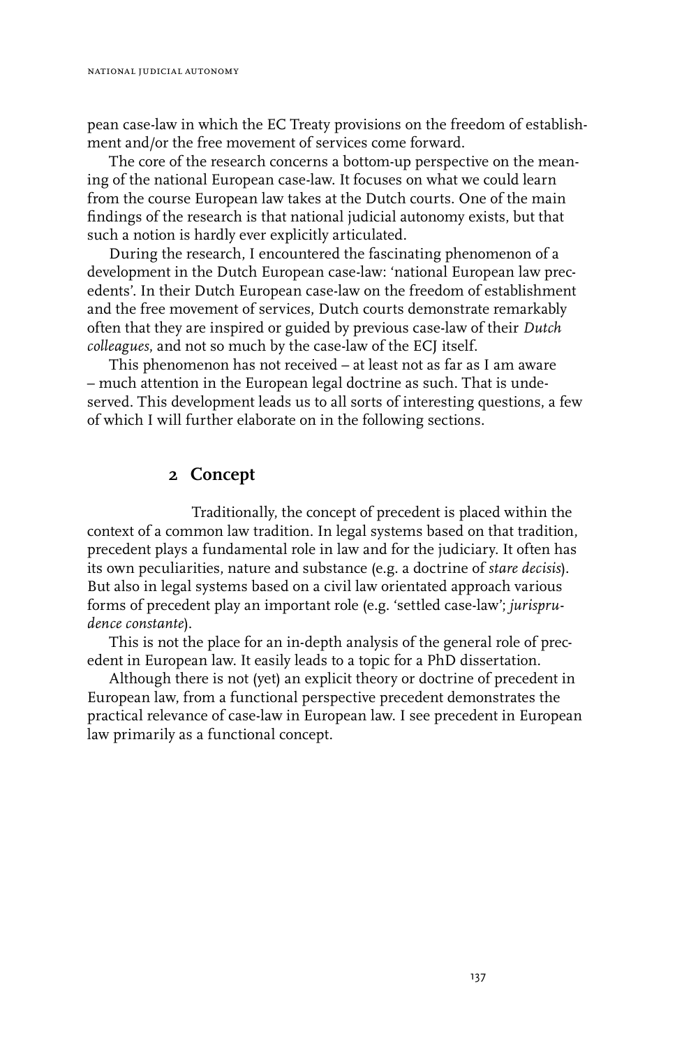pean case-law in which the EC Treaty provisions on the freedom of establishment and/or the free movement of services come forward.

The core of the research concerns a bottom-up perspective on the meaning of the national European case-law. It focuses on what we could learn from the course European law takes at the Dutch courts. One of the main findings of the research is that national judicial autonomy exists, but that such a notion is hardly ever explicitly articulated.

During the research, I encountered the fascinating phenomenon of a development in the Dutch European case-law: 'national European law precedents'. In their Dutch European case-law on the freedom of establishment and the free movement of services, Dutch courts demonstrate remarkably often that they are inspired or guided by previous case-law of their *Dutch colleagues*, and not so much by the case-law of the ECJ itself.

This phenomenon has not received – at least not as far as I am aware – much attention in the European legal doctrine as such. That is undeserved. This development leads us to all sorts of interesting questions, a few of which I will further elaborate on in the following sections.

## 2 Concept

Traditionally, the concept of precedent is placed within the context of a common law tradition. In legal systems based on that tradition, precedent plays a fundamental role in law and for the judiciary. It often has its own peculiarities, nature and substance (e.g. a doctrine of *stare decisis*). But also in legal systems based on a civil law orientated approach various forms of precedent play an important role (e.g. 'settled case-law'; *jurisprudence constante*).

This is not the place for an in-depth analysis of the general role of precedent in European law. It easily leads to a topic for a PhD dissertation.

Although there is not (yet) an explicit theory or doctrine of precedent in European law, from a functional perspective precedent demonstrates the practical relevance of case-law in European law. I see precedent in European law primarily as a functional concept.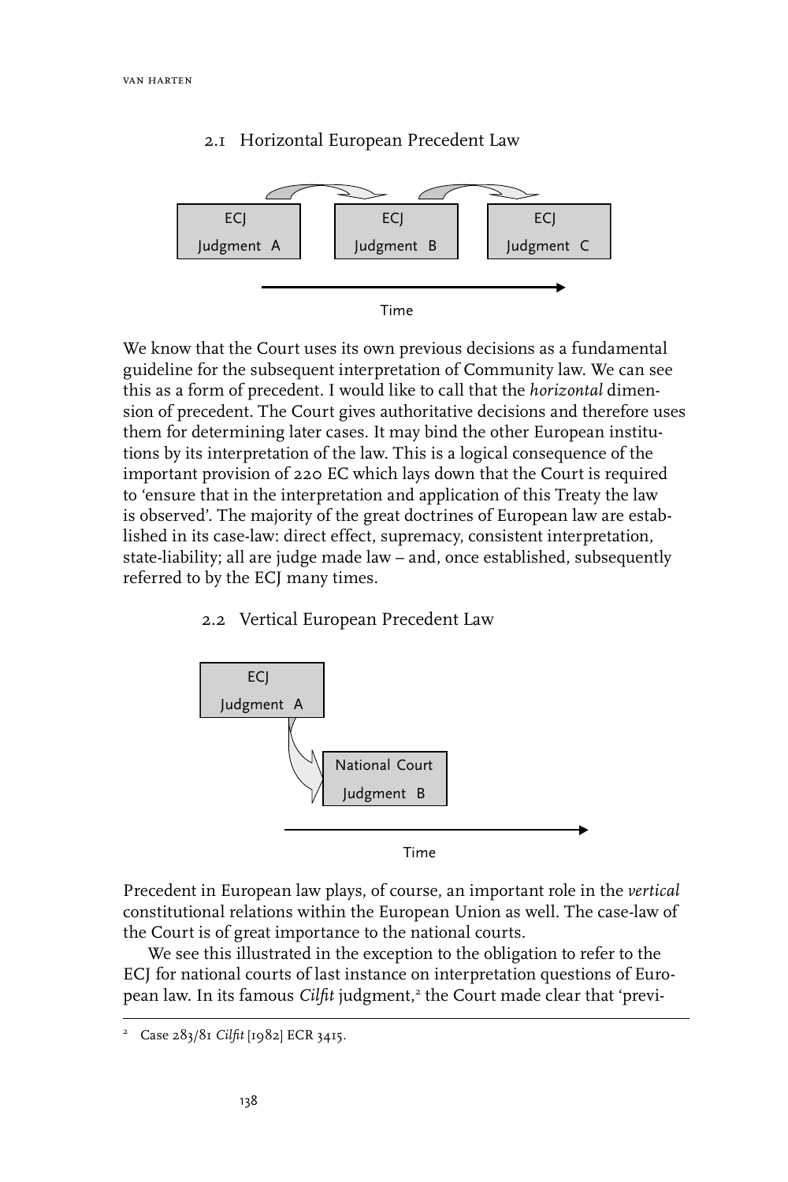### 2.1 Horizontal European Precedent Law

ECJ Judgment A → ECJ Judgment B → ECJ Judgment C

Time

We know that the Court uses its own previous decisions as a fundamental guideline for the subsequent interpretation of Community law. We can see this as a form of precedent. I would like to call that the *horizontal* dimension of precedent. The Court gives authoritative decisions and therefore uses them for determining later cases. It may bind the other European institutions by its interpretation of the law. This is a logical consequence of the important provision of 220 EC which lays down that the Court is required to 'ensure that in the interpretation and application of this Treaty the law is observed'. The majority of the great doctrines of European law are established in its case-law: direct effect, supremacy, consistent interpretation, state-liability; all are judge made law – and, once established, subsequently referred to by the ECJ many times.

### 2.2 Vertical European Precedent Law

ECJ Judgment A → National Court Judgment B

Time

Precedent in European law plays, of course, an important role in the *vertical* constitutional relations within the European Union as well. The case-law of the Court is of great importance to the national courts.

We see this illustrated in the exception to the obligation to refer to the ECJ for national courts of last instance on interpretation questions of European law. In its famous *Cilfit* judgment,[2] the Court made clear that 'previ-

[2] Case 283/81 *Cilfit* [1982] ECR 3415.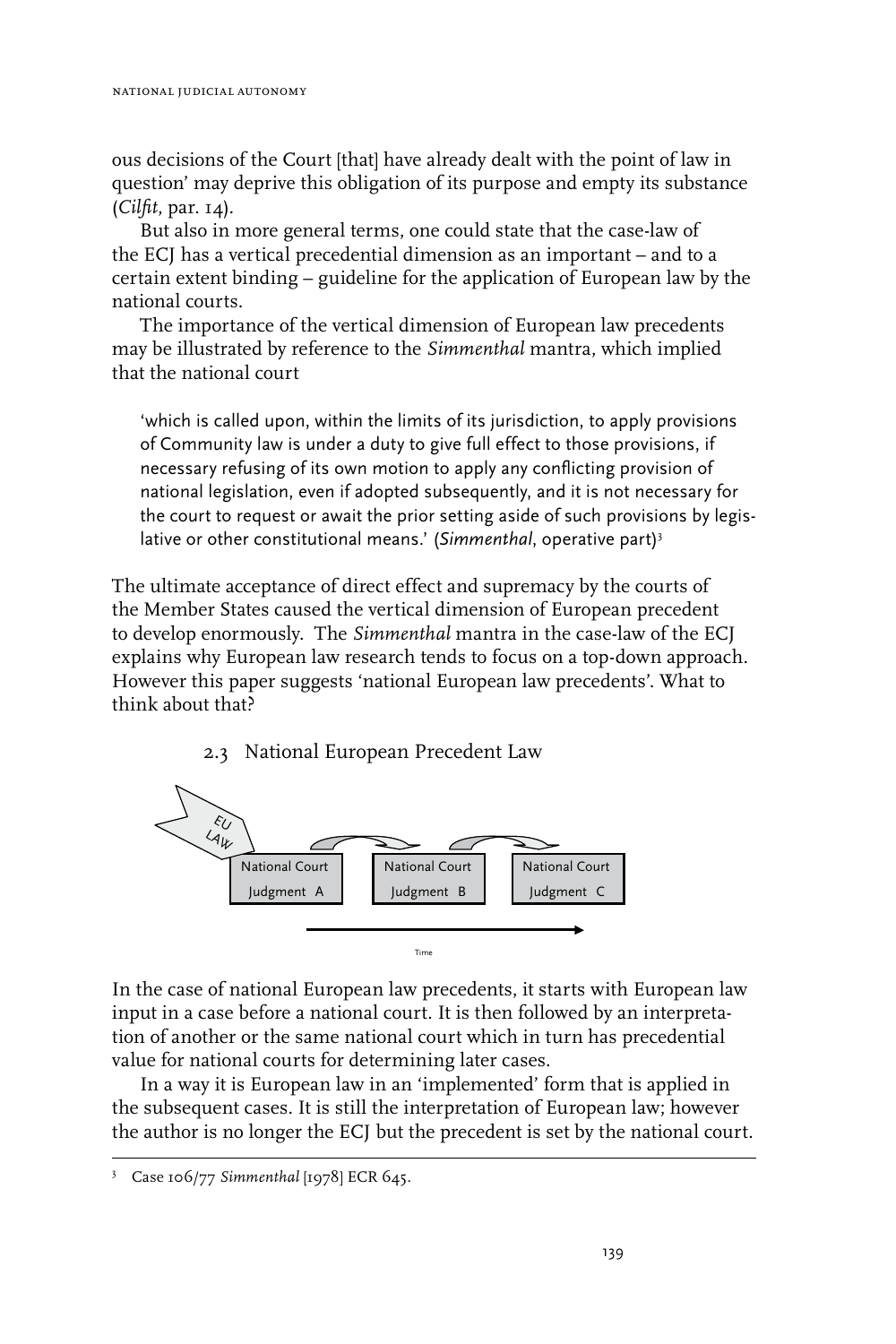ous decisions of the Court [that] have already dealt with the point of law in question' may deprive this obligation of its purpose and empty its substance (*Cilfit*, par. 14).

But also in more general terms, one could state that the case-law of the ECJ has a vertical precedential dimension as an important – and to a certain extent binding – guideline for the application of European law by the national courts.

The importance of the vertical dimension of European law precedents may be illustrated by reference to the *Simmenthal* mantra, which implied that the national court

> 'which is called upon, within the limits of its jurisdiction, to apply provisions of Community law is under a duty to give full effect to those provisions, if necessary refusing of its own motion to apply any conflicting provision of national legislation, even if adopted subsequently, and it is not necessary for the court to request or await the prior setting aside of such provisions by legislative or other constitutional means.' (*Simmenthal*, operative part)[3]

The ultimate acceptance of direct effect and supremacy by the courts of the Member States caused the vertical dimension of European precedent to develop enormously. The *Simmenthal* mantra in the case-law of the ECJ explains why European law research tends to focus on a top-down approach. However this paper suggests 'national European law precedents'. What to think about that?

### 2.3 National European Precedent Law

EU LAW → National Court Judgment A → National Court Judgment B → National Court Judgment C

Time

In the case of national European law precedents, it starts with European law input in a case before a national court. It is then followed by an interpretation of another or the same national court which in turn has precedential value for national courts for determining later cases.

In a way it is European law in an 'implemented' form that is applied in the subsequent cases. It is still the interpretation of European law; however the author is no longer the ECJ but the precedent is set by the national court.

[3] Case 106/77 *Simmenthal* [1978] ECR 645.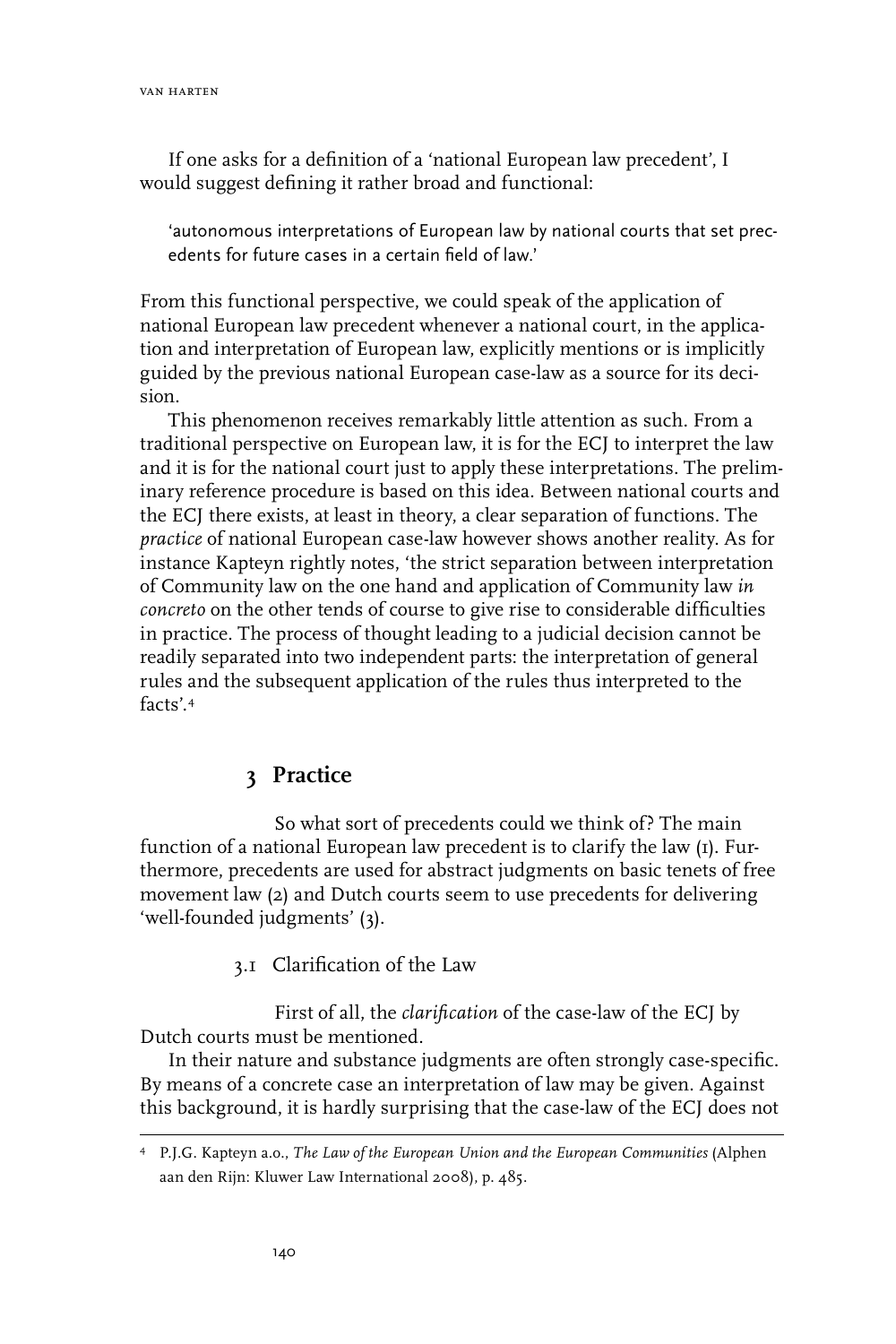If one asks for a definition of a 'national European law precedent', I would suggest defining it rather broad and functional:

> 'autonomous interpretations of European law by national courts that set precedents for future cases in a certain field of law.'

From this functional perspective, we could speak of the application of national European law precedent whenever a national court, in the application and interpretation of European law, explicitly mentions or is implicitly guided by the previous national European case-law as a source for its decision.

This phenomenon receives remarkably little attention as such. From a traditional perspective on European law, it is for the ECJ to interpret the law and it is for the national court just to apply these interpretations. The preliminary reference procedure is based on this idea. Between national courts and the ECJ there exists, at least in theory, a clear separation of functions. The *practice* of national European case-law however shows another reality. As for instance Kapteyn rightly notes, 'the strict separation between interpretation of Community law on the one hand and application of Community law *in concreto* on the other tends of course to give rise to considerable difficulties in practice. The process of thought leading to a judicial decision cannot be readily separated into two independent parts: the interpretation of general rules and the subsequent application of the rules thus interpreted to the facts'.[4]

## 3 Practice

So what sort of precedents could we think of? The main function of a national European law precedent is to clarify the law (1). Furthermore, precedents are used for abstract judgments on basic tenets of free movement law (2) and Dutch courts seem to use precedents for delivering 'well-founded judgments' (3).

### 3.1 Clarification of the Law

First of all, the *clarification* of the case-law of the ECJ by Dutch courts must be mentioned.

In their nature and substance judgments are often strongly case-specific. By means of a concrete case an interpretation of law may be given. Against this background, it is hardly surprising that the case-law of the ECJ does not

[4] P.J.G. Kapteyn a.o., *The Law of the European Union and the European Communities* (Alphen aan den Rijn: Kluwer Law International 2008), p. 485.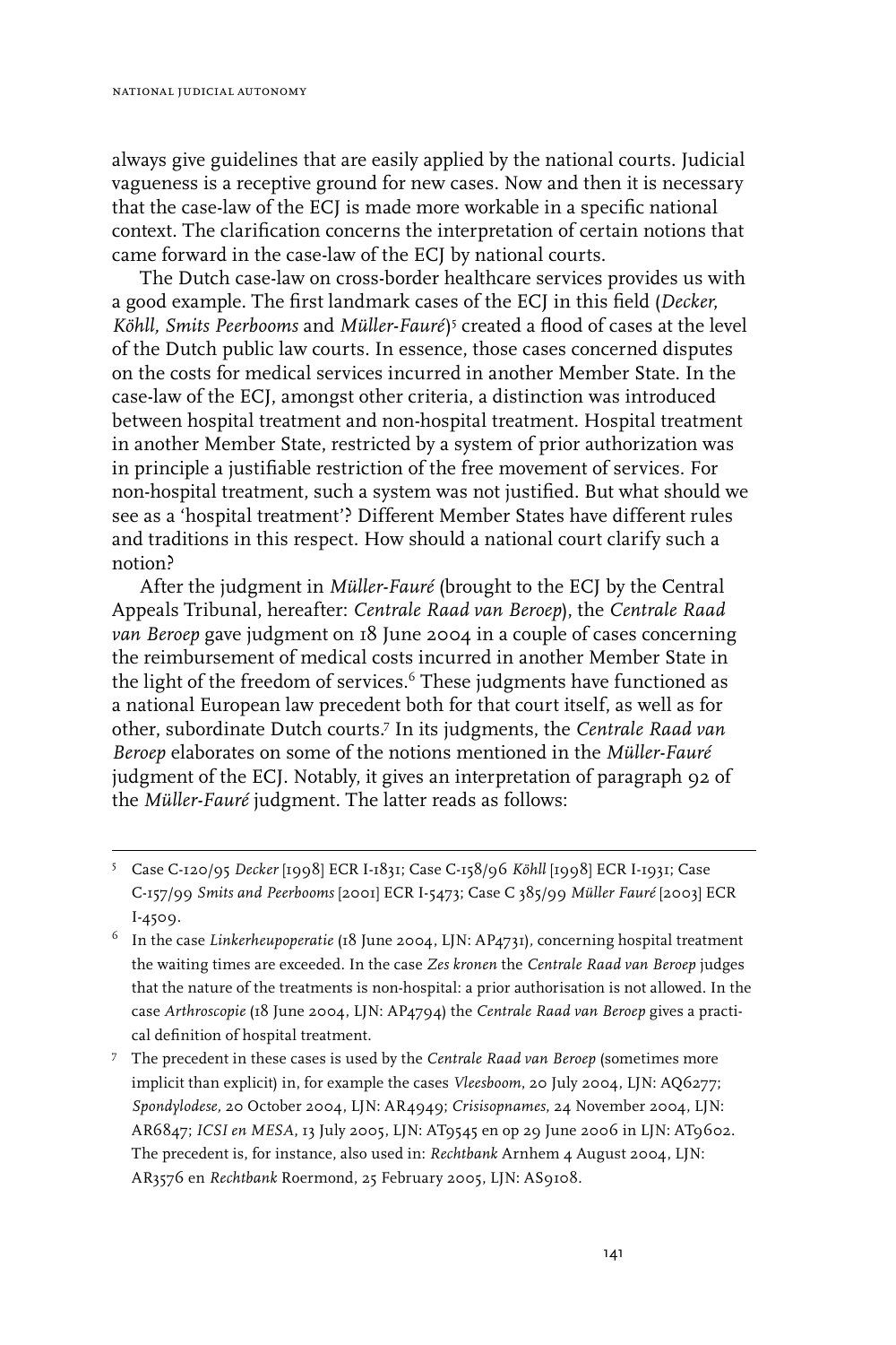always give guidelines that are easily applied by the national courts. Judicial vagueness is a receptive ground for new cases. Now and then it is necessary that the case-law of the ECJ is made more workable in a specific national context. The clarification concerns the interpretation of certain notions that came forward in the case-law of the ECJ by national courts.

The Dutch case-law on cross-border healthcare services provides us with a good example. The first landmark cases of the ECJ in this field (*Decker, Köhll, Smits Peerbooms* and *Müller-Fauré*)[5] created a flood of cases at the level of the Dutch public law courts. In essence, those cases concerned disputes on the costs for medical services incurred in another Member State. In the case-law of the ECJ, amongst other criteria, a distinction was introduced between hospital treatment and non-hospital treatment. Hospital treatment in another Member State, restricted by a system of prior authorization was in principle a justifiable restriction of the free movement of services. For non-hospital treatment, such a system was not justified. But what should we see as a 'hospital treatment'? Different Member States have different rules and traditions in this respect. How should a national court clarify such a notion?

After the judgment in *Müller-Fauré* (brought to the ECJ by the Central Appeals Tribunal, hereafter: *Centrale Raad van Beroep*), the *Centrale Raad van Beroep* gave judgment on 18 June 2004 in a couple of cases concerning the reimbursement of medical costs incurred in another Member State in the light of the freedom of services.[6] These judgments have functioned as a national European law precedent both for that court itself, as well as for other, subordinate Dutch courts.[7] In its judgments, the *Centrale Raad van Beroep* elaborates on some of the notions mentioned in the *Müller-Fauré* judgment of the ECJ. Notably, it gives an interpretation of paragraph 92 of the *Müller-Fauré* judgment. The latter reads as follows:

---

[5] Case C-120/95 *Decker* [1998] ECR I-1831; Case C-158/96 *Köhll* [1998] ECR I-1931; Case C-157/99 *Smits and Peerbooms* [2001] ECR I-5473; Case C 385/99 *Müller Fauré* [2003] ECR I-4509.

[6] In the case *Linkerheupoperatie* (18 June 2004, LJN: AP4731), concerning hospital treatment the waiting times are exceeded. In the case *Zes kronen* the *Centrale Raad van Beroep* judges that the nature of the treatments is non-hospital: a prior authorisation is not allowed. In the case *Arthroscopie* (18 June 2004, LJN: AP4794) the *Centrale Raad van Beroep* gives a practical definition of hospital treatment.

[7] The precedent in these cases is used by the *Centrale Raad van Beroep* (sometimes more implicit than explicit) in, for example the cases *Vleesboom*, 20 July 2004, LJN: AQ6277; *Spondylodese*, 20 October 2004, LJN: AR4949; *Crisisopnames*, 24 November 2004, LJN: AR6847; *ICSI en MESA*, 13 July 2005, LJN: AT9545 en op 29 June 2006 in LJN: AT9602. The precedent is, for instance, also used in: *Rechtbank* Arnhem 4 August 2004, LJN: AR3576 en *Rechtbank* Roermond, 25 February 2005, LJN: AS9108.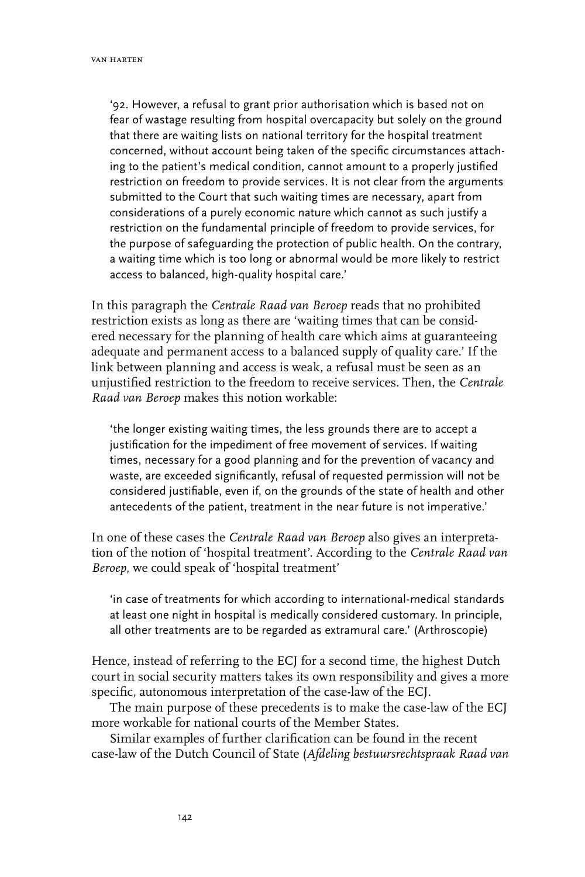> '92. However, a refusal to grant prior authorisation which is based not on fear of wastage resulting from hospital overcapacity but solely on the ground that there are waiting lists on national territory for the hospital treatment concerned, without account being taken of the specific circumstances attaching to the patient's medical condition, cannot amount to a properly justified restriction on freedom to provide services. It is not clear from the arguments submitted to the Court that such waiting times are necessary, apart from considerations of a purely economic nature which cannot as such justify a restriction on the fundamental principle of freedom to provide services, for the purpose of safeguarding the protection of public health. On the contrary, a waiting time which is too long or abnormal would be more likely to restrict access to balanced, high-quality hospital care.'

In this paragraph the *Centrale Raad van Beroep* reads that no prohibited restriction exists as long as there are 'waiting times that can be considered necessary for the planning of health care which aims at guaranteeing adequate and permanent access to a balanced supply of quality care.' If the link between planning and access is weak, a refusal must be seen as an unjustified restriction to the freedom to receive services. Then, the *Centrale Raad van Beroep* makes this notion workable:

> 'the longer existing waiting times, the less grounds there are to accept a justification for the impediment of free movement of services. If waiting times, necessary for a good planning and for the prevention of vacancy and waste, are exceeded significantly, refusal of requested permission will not be considered justifiable, even if, on the grounds of the state of health and other antecedents of the patient, treatment in the near future is not imperative.'

In one of these cases the *Centrale Raad van Beroep* also gives an interpretation of the notion of 'hospital treatment'. According to the *Centrale Raad van Beroep*, we could speak of 'hospital treatment'

> 'in case of treatments for which according to international-medical standards at least one night in hospital is medically considered customary. In principle, all other treatments are to be regarded as extramural care.' (Arthroscopie)

Hence, instead of referring to the ECJ for a second time, the highest Dutch court in social security matters takes its own responsibility and gives a more specific, autonomous interpretation of the case-law of the ECJ.

The main purpose of these precedents is to make the case-law of the ECJ more workable for national courts of the Member States.

Similar examples of further clarification can be found in the recent case-law of the Dutch Council of State (*Afdeling bestuursrechtspraak Raad van*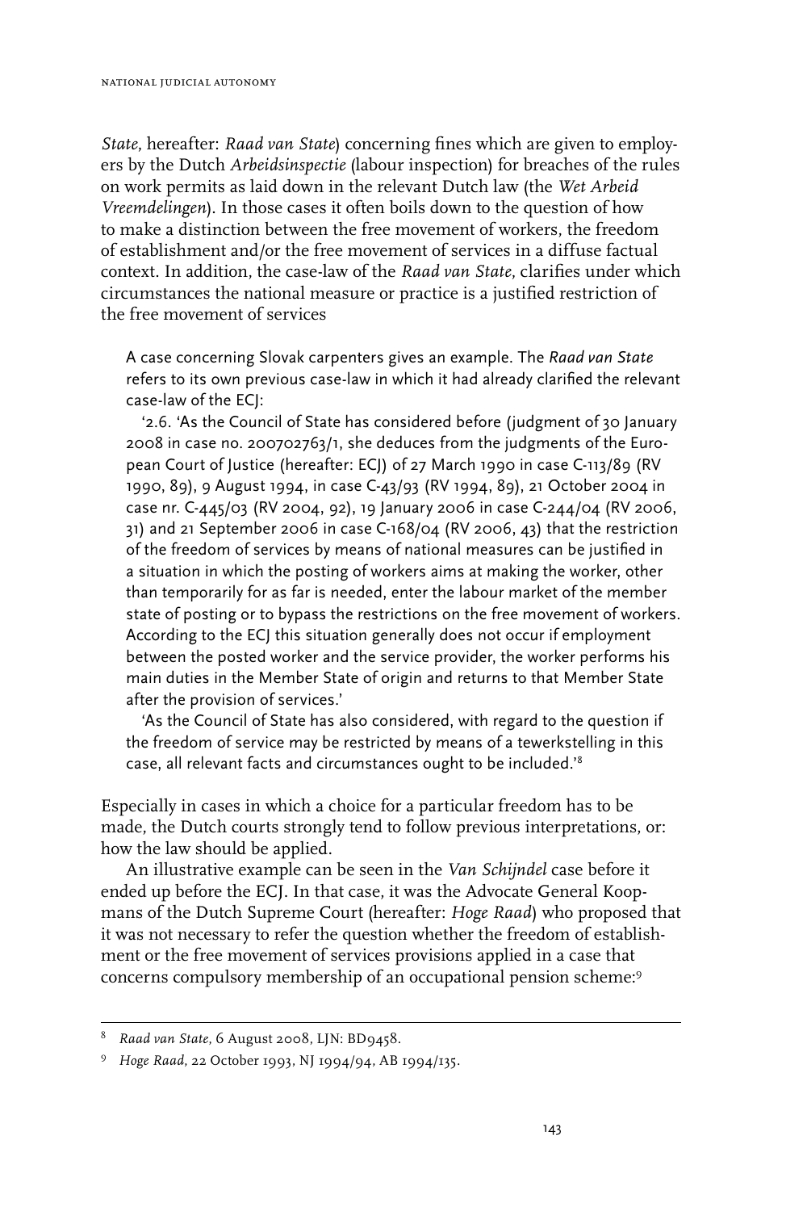*State*, hereafter: *Raad van State*) concerning fines which are given to employers by the Dutch *Arbeidsinspectie* (labour inspection) for breaches of the rules on work permits as laid down in the relevant Dutch law (the *Wet Arbeid Vreemdelingen*). In those cases it often boils down to the question of how to make a distinction between the free movement of workers, the freedom of establishment and/or the free movement of services in a diffuse factual context. In addition, the case-law of the *Raad van State*, clarifies under which circumstances the national measure or practice is a justified restriction of the free movement of services

> A case concerning Slovak carpenters gives an example. The *Raad van State* refers to its own previous case-law in which it had already clarified the relevant case-law of the ECJ:
>
> '2.6. 'As the Council of State has considered before (judgment of 30 January 2008 in case no. 200702763/1, she deduces from the judgments of the European Court of Justice (hereafter: ECJ) of 27 March 1990 in case C-113/89 (RV 1990, 89), 9 August 1994, in case C-43/93 (RV 1994, 89), 21 October 2004 in case nr. C-445/03 (RV 2004, 92), 19 January 2006 in case C-244/04 (RV 2006, 31) and 21 September 2006 in case C-168/04 (RV 2006, 43) that the restriction of the freedom of services by means of national measures can be justified in a situation in which the posting of workers aims at making the worker, other than temporarily for as far is needed, enter the labour market of the member state of posting or to bypass the restrictions on the free movement of workers. According to the ECJ this situation generally does not occur if employment between the posted worker and the service provider, the worker performs his main duties in the Member State of origin and returns to that Member State after the provision of services.'
>
> 'As the Council of State has also considered, with regard to the question if the freedom of service may be restricted by means of a tewerkstelling in this case, all relevant facts and circumstances ought to be included.'[8]

Especially in cases in which a choice for a particular freedom has to be made, the Dutch courts strongly tend to follow previous interpretations, or: how the law should be applied.

An illustrative example can be seen in the *Van Schijndel* case before it ended up before the ECJ. In that case, it was the Advocate General Koopmans of the Dutch Supreme Court (hereafter: *Hoge Raad*) who proposed that it was not necessary to refer the question whether the freedom of establishment or the free movement of services provisions applied in a case that concerns compulsory membership of an occupational pension scheme:[9]

---

[8] *Raad van State*, 6 August 2008, LJN: BD9458.

[9] *Hoge Raad*, 22 October 1993, NJ 1994/94, AB 1994/135.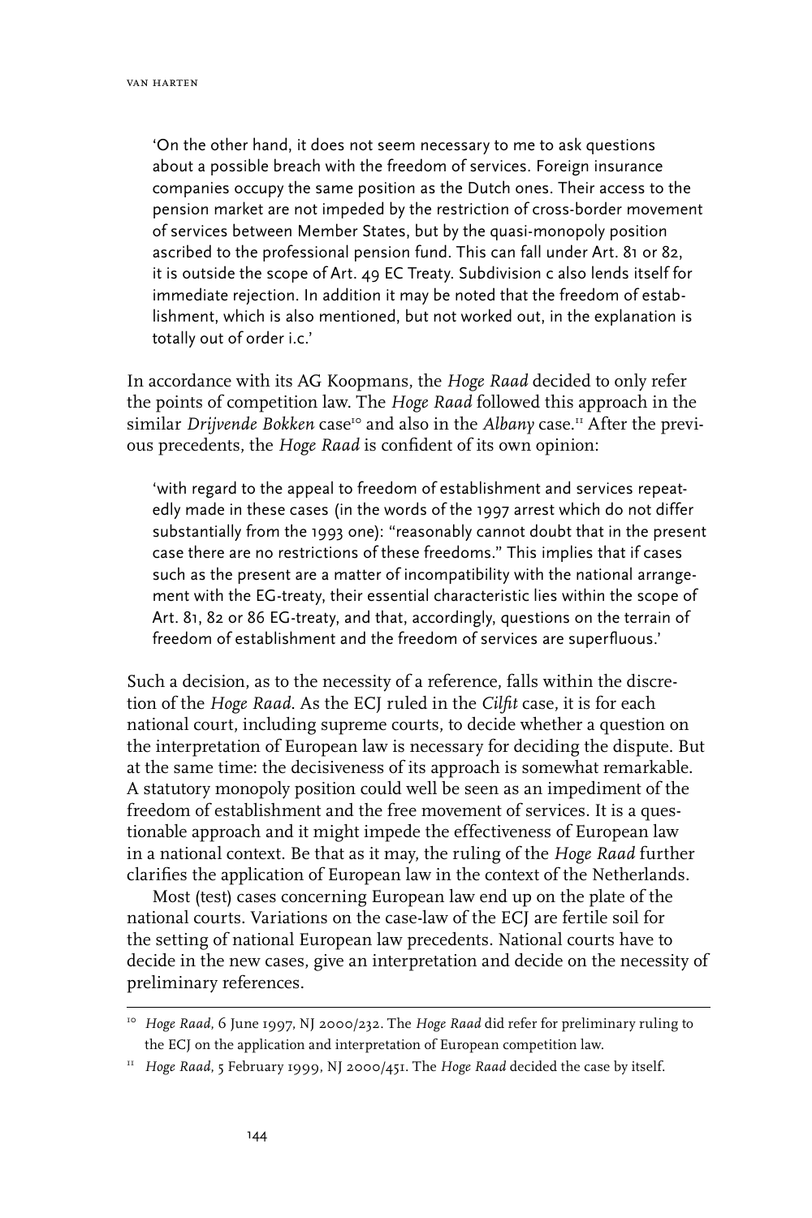'On the other hand, it does not seem necessary to me to ask questions about a possible breach with the freedom of services. Foreign insurance companies occupy the same position as the Dutch ones. Their access to the pension market are not impeded by the restriction of cross-border movement of services between Member States, but by the quasi-monopoly position ascribed to the professional pension fund. This can fall under Art. 81 or 82, it is outside the scope of Art. 49 EC Treaty. Subdivision c also lends itself for immediate rejection. In addition it may be noted that the freedom of establishment, which is also mentioned, but not worked out, in the explanation is totally out of order i.c.'

In accordance with its AG Koopmans, the *Hoge Raad* decided to only refer the points of competition law. The *Hoge Raad* followed this approach in the similar *Drijvende Bokken* case[10] and also in the *Albany* case.[11] After the previous precedents, the *Hoge Raad* is confident of its own opinion:

'with regard to the appeal to freedom of establishment and services repeatedly made in these cases (in the words of the 1997 arrest which do not differ substantially from the 1993 one): "reasonably cannot doubt that in the present case there are no restrictions of these freedoms." This implies that if cases such as the present are a matter of incompatibility with the national arrangement with the EG-treaty, their essential characteristic lies within the scope of Art. 81, 82 or 86 EG-treaty, and that, accordingly, questions on the terrain of freedom of establishment and the freedom of services are superfluous.'

Such a decision, as to the necessity of a reference, falls within the discretion of the *Hoge Raad*. As the ECJ ruled in the *Cilfit* case, it is for each national court, including supreme courts, to decide whether a question on the interpretation of European law is necessary for deciding the dispute. But at the same time: the decisiveness of its approach is somewhat remarkable. A statutory monopoly position could well be seen as an impediment of the freedom of establishment and the free movement of services. It is a questionable approach and it might impede the effectiveness of European law in a national context. Be that as it may, the ruling of the *Hoge Raad* further clarifies the application of European law in the context of the Netherlands.

Most (test) cases concerning European law end up on the plate of the national courts. Variations on the case-law of the ECJ are fertile soil for the setting of national European law precedents. National courts have to decide in the new cases, give an interpretation and decide on the necessity of preliminary references.

[10] *Hoge Raad*, 6 June 1997, NJ 2000/232. The *Hoge Raad* did refer for preliminary ruling to the ECJ on the application and interpretation of European competition law.

[11] *Hoge Raad*, 5 February 1999, NJ 2000/451. The *Hoge Raad* decided the case by itself.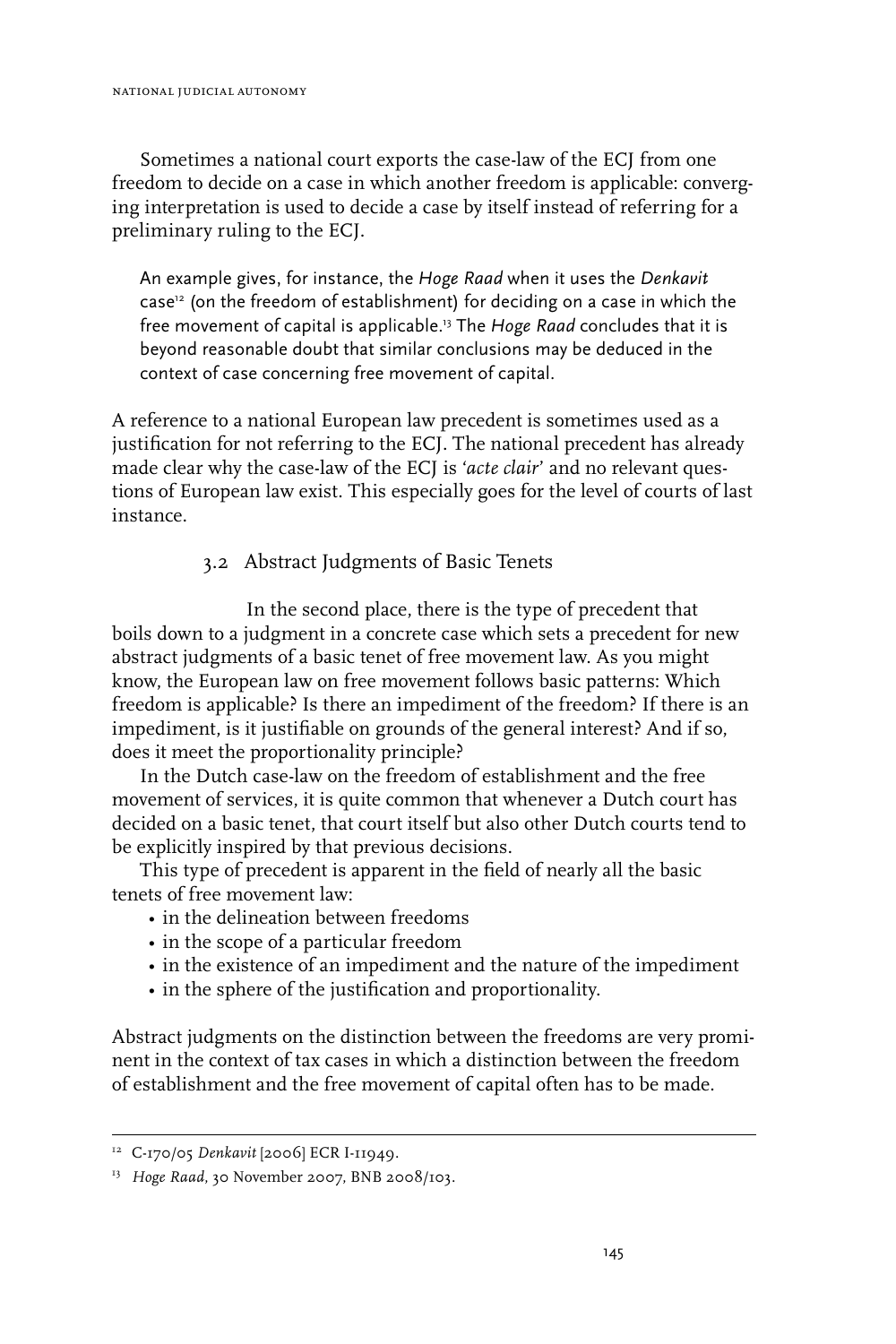Sometimes a national court exports the case-law of the ECJ from one freedom to decide on a case in which another freedom is applicable: converging interpretation is used to decide a case by itself instead of referring for a preliminary ruling to the ECJ.

> An example gives, for instance, the *Hoge Raad* when it uses the *Denkavit* case[12] (on the freedom of establishment) for deciding on a case in which the free movement of capital is applicable.[13] The *Hoge Raad* concludes that it is beyond reasonable doubt that similar conclusions may be deduced in the context of case concerning free movement of capital.

A reference to a national European law precedent is sometimes used as a justification for not referring to the ECJ. The national precedent has already made clear why the case-law of the ECJ is *'acte clair'* and no relevant questions of European law exist. This especially goes for the level of courts of last instance.

### 3.2 Abstract Judgments of Basic Tenets

In the second place, there is the type of precedent that boils down to a judgment in a concrete case which sets a precedent for new abstract judgments of a basic tenet of free movement law. As you might know, the European law on free movement follows basic patterns: Which freedom is applicable? Is there an impediment of the freedom? If there is an impediment, is it justifiable on grounds of the general interest? And if so, does it meet the proportionality principle?

In the Dutch case-law on the freedom of establishment and the free movement of services, it is quite common that whenever a Dutch court has decided on a basic tenet, that court itself but also other Dutch courts tend to be explicitly inspired by that previous decisions.

This type of precedent is apparent in the field of nearly all the basic tenets of free movement law:

- in the delineation between freedoms
- in the scope of a particular freedom
- in the existence of an impediment and the nature of the impediment
- in the sphere of the justification and proportionality.

Abstract judgments on the distinction between the freedoms are very prominent in the context of tax cases in which a distinction between the freedom of establishment and the free movement of capital often has to be made.

---

[12] C-170/05 *Denkavit* [2006] ECR I-11949.

[13] *Hoge Raad*, 30 November 2007, BNB 2008/103.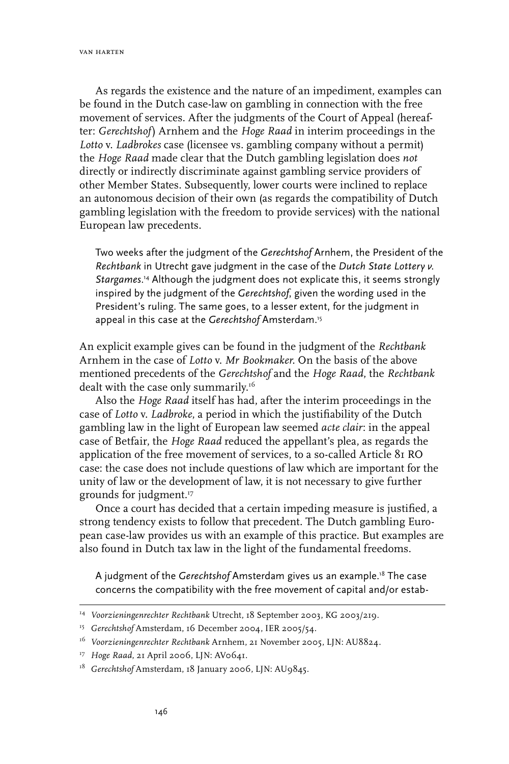As regards the existence and the nature of an impediment, examples can be found in the Dutch case-law on gambling in connection with the free movement of services. After the judgments of the Court of Appeal (hereafter: *Gerechtshof*) Arnhem and the *Hoge Raad* in interim proceedings in the *Lotto* v. *Ladbrokes* case (licensee vs. gambling company without a permit) the *Hoge Raad* made clear that the Dutch gambling legislation does *not* directly or indirectly discriminate against gambling service providers of other Member States. Subsequently, lower courts were inclined to replace an autonomous decision of their own (as regards the compatibility of Dutch gambling legislation with the freedom to provide services) with the national European law precedents.

> Two weeks after the judgment of the *Gerechtshof* Arnhem, the President of the *Rechtbank* in Utrecht gave judgment in the case of the *Dutch State Lottery v. Stargames*.[14] Although the judgment does not explicate this, it seems strongly inspired by the judgment of the *Gerechtshof*, given the wording used in the President's ruling. The same goes, to a lesser extent, for the judgment in appeal in this case at the *Gerechtshof* Amsterdam.[15]

An explicit example gives can be found in the judgment of the *Rechtbank* Arnhem in the case of *Lotto* v. *Mr Bookmaker*. On the basis of the above mentioned precedents of the *Gerechtshof* and the *Hoge Raad*, the *Rechtbank* dealt with the case only summarily.[16]

Also the *Hoge Raad* itself has had, after the interim proceedings in the case of *Lotto* v. *Ladbroke*, a period in which the justifiability of the Dutch gambling law in the light of European law seemed *acte clair*: in the appeal case of Betfair, the *Hoge Raad* reduced the appellant's plea, as regards the application of the free movement of services, to a so-called Article 81 RO case: the case does not include questions of law which are important for the unity of law or the development of law, it is not necessary to give further grounds for judgment.[17]

Once a court has decided that a certain impeding measure is justified, a strong tendency exists to follow that precedent. The Dutch gambling European case-law provides us with an example of this practice. But examples are also found in Dutch tax law in the light of the fundamental freedoms.

> A judgment of the *Gerechtshof* Amsterdam gives us an example.[18] The case concerns the compatibility with the free movement of capital and/or estab-

---

[14] *Voorzieningenrechter Rechtbank* Utrecht, 18 September 2003, KG 2003/219.

[15] *Gerechtshof* Amsterdam, 16 December 2004, IER 2005/54.

[16] *Voorzieningenrechter Rechtbank* Arnhem, 21 November 2005, LJN: AU8824.

[17] *Hoge Raad*, 21 April 2006, LJN: AV0641.

[18] *Gerechtshof* Amsterdam, 18 January 2006, LJN: AU9845.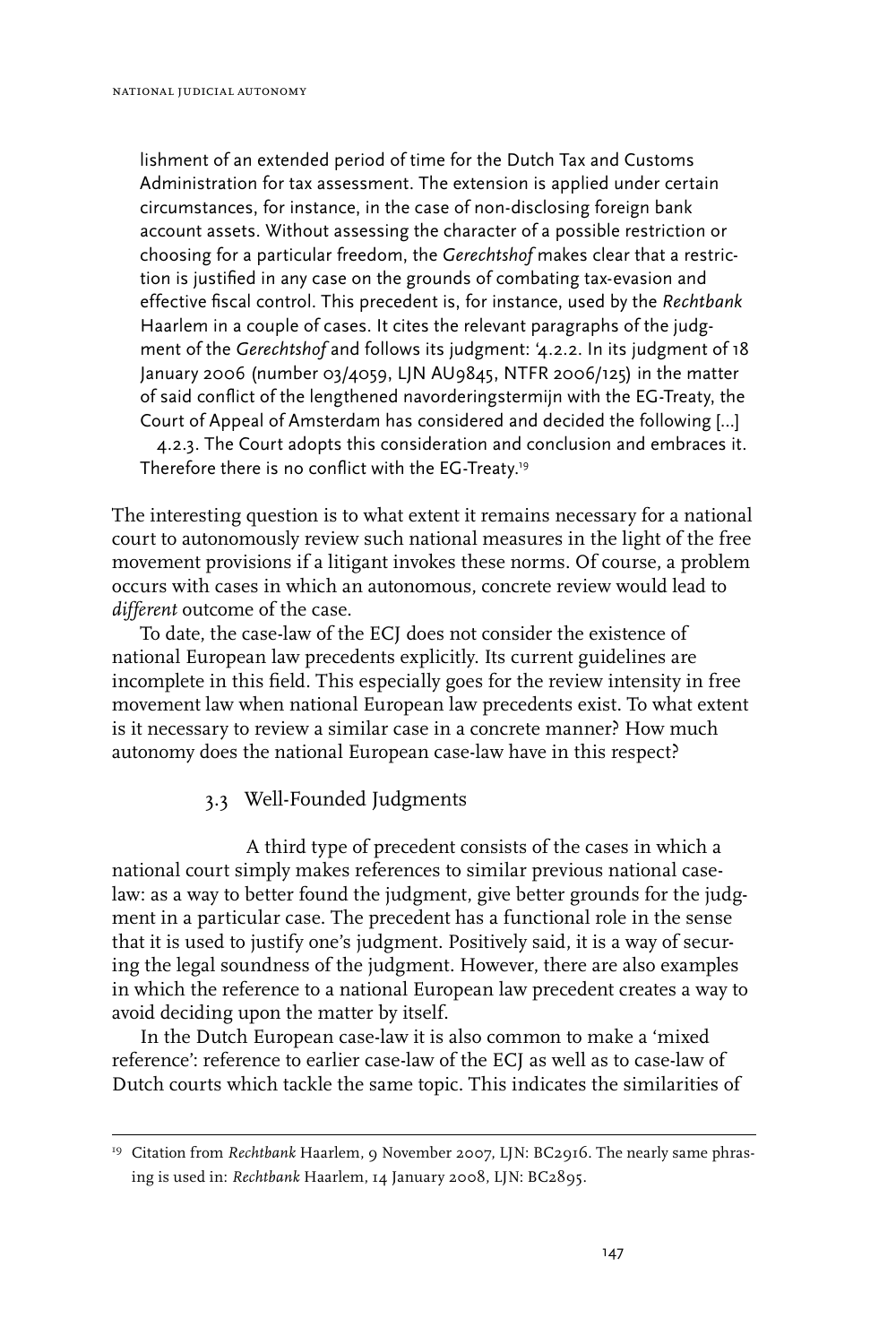lishment of an extended period of time for the Dutch Tax and Customs Administration for tax assessment. The extension is applied under certain circumstances, for instance, in the case of non-disclosing foreign bank account assets. Without assessing the character of a possible restriction or choosing for a particular freedom, the *Gerechtshof* makes clear that a restriction is justified in any case on the grounds of combating tax-evasion and effective fiscal control. This precedent is, for instance, used by the *Rechtbank* Haarlem in a couple of cases. It cites the relevant paragraphs of the judgment of the *Gerechtshof* and follows its judgment: '4.2.2. In its judgment of 18 January 2006 (number 03/4059, LJN AU9845, NTFR 2006/125) in the matter of said conflict of the lengthened navorderingstermijn with the EG-Treaty, the Court of Appeal of Amsterdam has considered and decided the following [...]

4.2.3. The Court adopts this consideration and conclusion and embraces it. Therefore there is no conflict with the EG-Treaty.[19]

The interesting question is to what extent it remains necessary for a national court to autonomously review such national measures in the light of the free movement provisions if a litigant invokes these norms. Of course, a problem occurs with cases in which an autonomous, concrete review would lead to *different* outcome of the case.

To date, the case-law of the ECJ does not consider the existence of national European law precedents explicitly. Its current guidelines are incomplete in this field. This especially goes for the review intensity in free movement law when national European law precedents exist. To what extent is it necessary to review a similar case in a concrete manner? How much autonomy does the national European case-law have in this respect?

### 3.3 Well-Founded Judgments

A third type of precedent consists of the cases in which a national court simply makes references to similar previous national case-law: as a way to better found the judgment, give better grounds for the judgment in a particular case. The precedent has a functional role in the sense that it is used to justify one's judgment. Positively said, it is a way of securing the legal soundness of the judgment. However, there are also examples in which the reference to a national European law precedent creates a way to avoid deciding upon the matter by itself.

In the Dutch European case-law it is also common to make a 'mixed reference': reference to earlier case-law of the ECJ as well as to case-law of Dutch courts which tackle the same topic. This indicates the similarities of

---

[19] Citation from *Rechtbank* Haarlem, 9 November 2007, LJN: BC2916. The nearly same phrasing is used in: *Rechtbank* Haarlem, 14 January 2008, LJN: BC2895.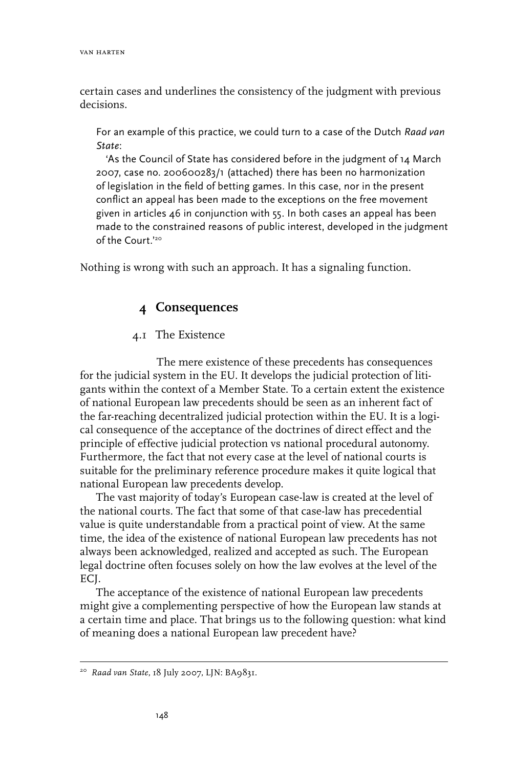certain cases and underlines the consistency of the judgment with previous decisions.

> For an example of this practice, we could turn to a case of the Dutch *Raad van State*:
>
> 'As the Council of State has considered before in the judgment of 14 March 2007, case no. 200600283/1 (attached) there has been no harmonization of legislation in the field of betting games. In this case, nor in the present conflict an appeal has been made to the exceptions on the free movement given in articles 46 in conjunction with 55. In both cases an appeal has been made to the constrained reasons of public interest, developed in the judgment of the Court.'[20]

Nothing is wrong with such an approach. It has a signaling function.

## 4 Consequences

### 4.1 The Existence

The mere existence of these precedents has consequences for the judicial system in the EU. It develops the judicial protection of litigants within the context of a Member State. To a certain extent the existence of national European law precedents should be seen as an inherent fact of the far-reaching decentralized judicial protection within the EU. It is a logical consequence of the acceptance of the doctrines of direct effect and the principle of effective judicial protection vs national procedural autonomy. Furthermore, the fact that not every case at the level of national courts is suitable for the preliminary reference procedure makes it quite logical that national European law precedents develop.

The vast majority of today's European case-law is created at the level of the national courts. The fact that some of that case-law has precedential value is quite understandable from a practical point of view. At the same time, the idea of the existence of national European law precedents has not always been acknowledged, realized and accepted as such. The European legal doctrine often focuses solely on how the law evolves at the level of the ECJ.

The acceptance of the existence of national European law precedents might give a complementing perspective of how the European law stands at a certain time and place. That brings us to the following question: what kind of meaning does a national European law precedent have?

---

[20] *Raad van State*, 18 July 2007, LJN: BA9831.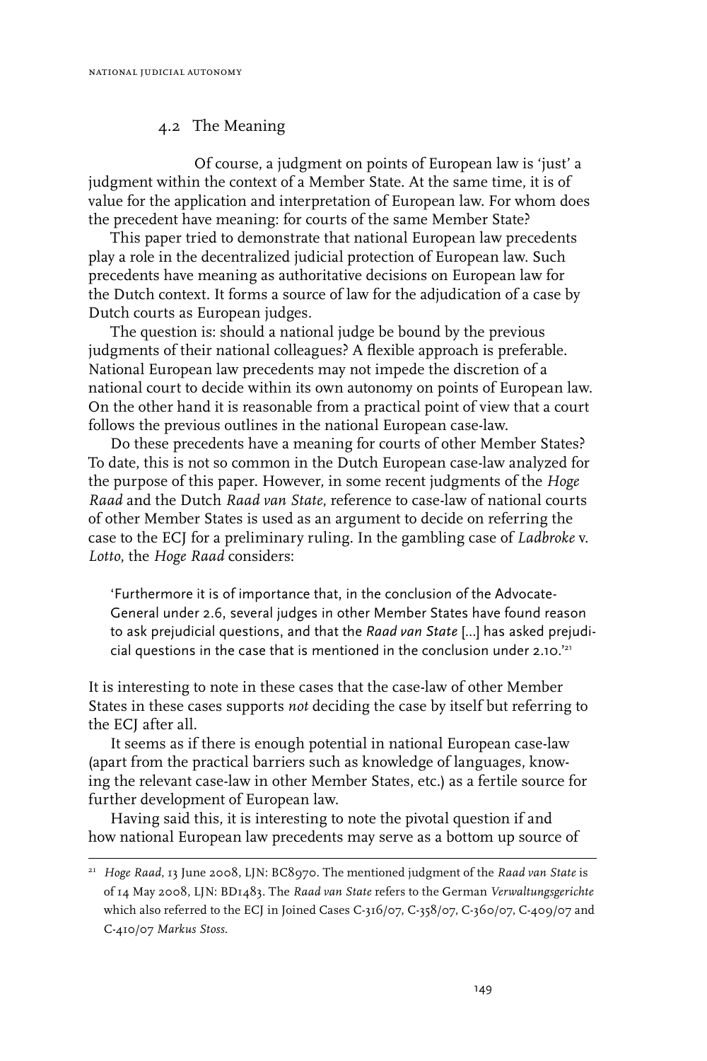### 4.2 The Meaning

Of course, a judgment on points of European law is 'just' a judgment within the context of a Member State. At the same time, it is of value for the application and interpretation of European law. For whom does the precedent have meaning: for courts of the same Member State?

This paper tried to demonstrate that national European law precedents play a role in the decentralized judicial protection of European law. Such precedents have meaning as authoritative decisions on European law for the Dutch context. It forms a source of law for the adjudication of a case by Dutch courts as European judges.

The question is: should a national judge be bound by the previous judgments of their national colleagues? A flexible approach is preferable. National European law precedents may not impede the discretion of a national court to decide within its own autonomy on points of European law. On the other hand it is reasonable from a practical point of view that a court follows the previous outlines in the national European case-law.

Do these precedents have a meaning for courts of other Member States? To date, this is not so common in the Dutch European case-law analyzed for the purpose of this paper. However, in some recent judgments of the *Hoge Raad* and the Dutch *Raad van State*, reference to case-law of national courts of other Member States is used as an argument to decide on referring the case to the ECJ for a preliminary ruling. In the gambling case of *Ladbroke* v. *Lotto*, the *Hoge Raad* considers:

> 'Furthermore it is of importance that, in the conclusion of the Advocate-General under 2.6, several judges in other Member States have found reason to ask prejudicial questions, and that the *Raad van State* [...] has asked prejudicial questions in the case that is mentioned in the conclusion under 2.10.'[21]

It is interesting to note in these cases that the case-law of other Member States in these cases supports *not* deciding the case by itself but referring to the ECJ after all.

It seems as if there is enough potential in national European case-law (apart from the practical barriers such as knowledge of languages, knowing the relevant case-law in other Member States, etc.) as a fertile source for further development of European law.

Having said this, it is interesting to note the pivotal question if and how national European law precedents may serve as a bottom up source of

---

[21] *Hoge Raad*, 13 June 2008, LJN: BC8970. The mentioned judgment of the *Raad van State* is of 14 May 2008, LJN: BD1483. The *Raad van State* refers to the German *Verwaltungsgerichte* which also referred to the ECJ in Joined Cases C-316/07, C-358/07, C-360/07, C-409/07 and C-410/07 *Markus Stoss*.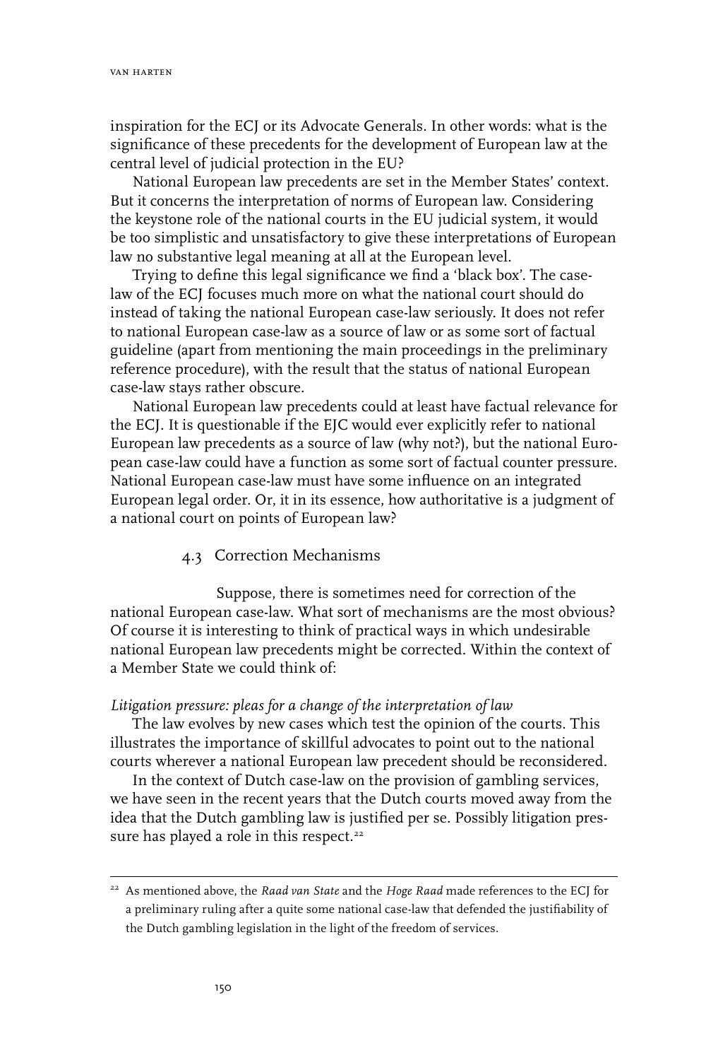inspiration for the ECJ or its Advocate Generals. In other words: what is the significance of these precedents for the development of European law at the central level of judicial protection in the EU?

National European law precedents are set in the Member States' context. But it concerns the interpretation of norms of European law. Considering the keystone role of the national courts in the EU judicial system, it would be too simplistic and unsatisfactory to give these interpretations of European law no substantive legal meaning at all at the European level.

Trying to define this legal significance we find a 'black box'. The case-law of the ECJ focuses much more on what the national court should do instead of taking the national European case-law seriously. It does not refer to national European case-law as a source of law or as some sort of factual guideline (apart from mentioning the main proceedings in the preliminary reference procedure), with the result that the status of national European case-law stays rather obscure.

National European law precedents could at least have factual relevance for the ECJ. It is questionable if the EJC would ever explicitly refer to national European law precedents as a source of law (why not?), but the national European case-law could have a function as some sort of factual counter pressure. National European case-law must have some influence on an integrated European legal order. Or, it in its essence, how authoritative is a judgment of a national court on points of European law?

### 4.3 Correction Mechanisms

Suppose, there is sometimes need for correction of the national European case-law. What sort of mechanisms are the most obvious? Of course it is interesting to think of practical ways in which undesirable national European law precedents might be corrected. Within the context of a Member State we could think of:

*Litigation pressure: pleas for a change of the interpretation of law*

The law evolves by new cases which test the opinion of the courts. This illustrates the importance of skillful advocates to point out to the national courts wherever a national European law precedent should be reconsidered.

In the context of Dutch case-law on the provision of gambling services, we have seen in the recent years that the Dutch courts moved away from the idea that the Dutch gambling law is justified per se. Possibly litigation pressure has played a role in this respect.[22]

[22] As mentioned above, the *Raad van State* and the *Hoge Raad* made references to the ECJ for a preliminary ruling after a quite some national case-law that defended the justifiability of the Dutch gambling legislation in the light of the freedom of services.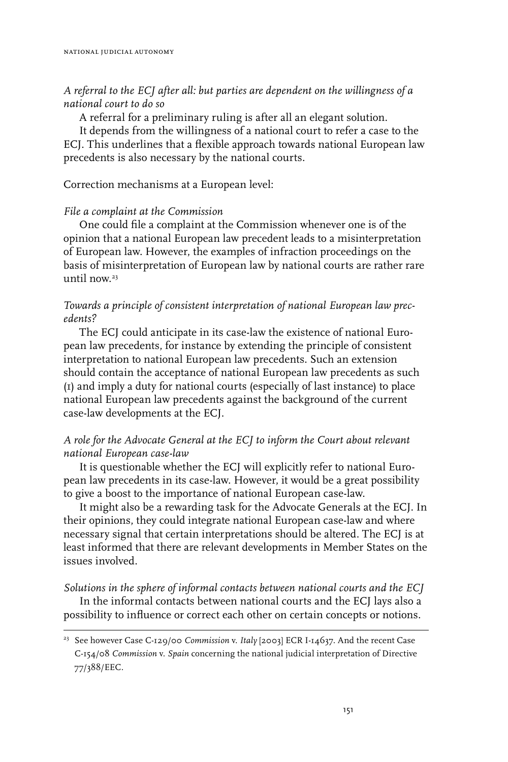*A referral to the ECJ after all: but parties are dependent on the willingness of a national court to do so*

A referral for a preliminary ruling is after all an elegant solution.

It depends from the willingness of a national court to refer a case to the ECJ. This underlines that a flexible approach towards national European law precedents is also necessary by the national courts.

Correction mechanisms at a European level:

*File a complaint at the Commission*

One could file a complaint at the Commission whenever one is of the opinion that a national European law precedent leads to a misinterpretation of European law. However, the examples of infraction proceedings on the basis of misinterpretation of European law by national courts are rather rare until now.[23]

*Towards a principle of consistent interpretation of national European law precedents?*

The ECJ could anticipate in its case-law the existence of national European law precedents, for instance by extending the principle of consistent interpretation to national European law precedents. Such an extension should contain the acceptance of national European law precedents as such (1) and imply a duty for national courts (especially of last instance) to place national European law precedents against the background of the current case-law developments at the ECJ.

*A role for the Advocate General at the ECJ to inform the Court about relevant national European case-law*

It is questionable whether the ECJ will explicitly refer to national European law precedents in its case-law. However, it would be a great possibility to give a boost to the importance of national European case-law.

It might also be a rewarding task for the Advocate Generals at the ECJ. In their opinions, they could integrate national European case-law and where necessary signal that certain interpretations should be altered. The ECJ is at least informed that there are relevant developments in Member States on the issues involved.

*Solutions in the sphere of informal contacts between national courts and the ECJ*

In the informal contacts between national courts and the ECJ lays also a possibility to influence or correct each other on certain concepts or notions.

---

[23] See however Case C-129/00 *Commission* v. *Italy* [2003] ECR I-14637. And the recent Case C-154/08 *Commission* v. *Spain* concerning the national judicial interpretation of Directive 77/388/EEC.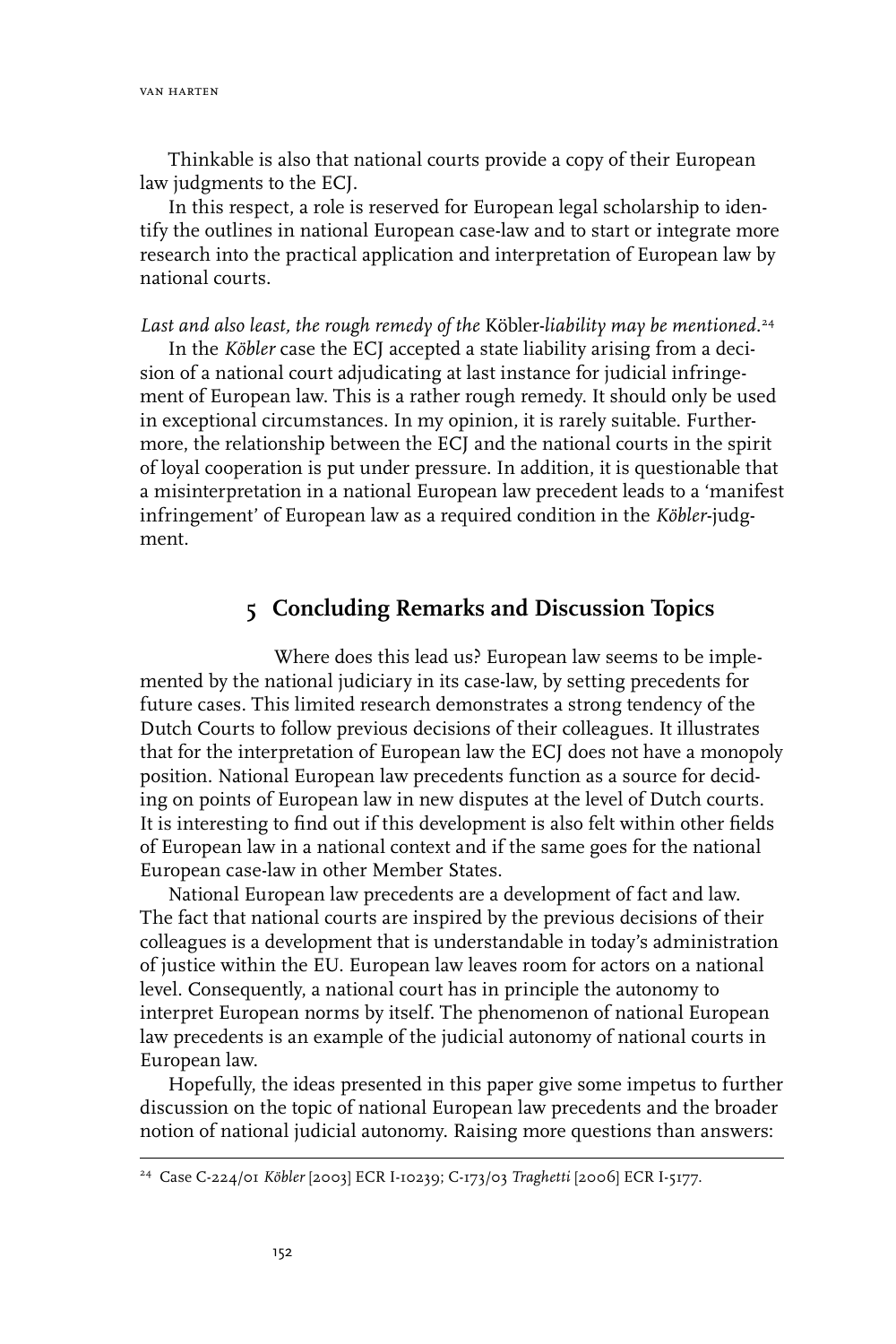Thinkable is also that national courts provide a copy of their European law judgments to the ECJ.

In this respect, a role is reserved for European legal scholarship to identify the outlines in national European case-law and to start or integrate more research into the practical application and interpretation of European law by national courts.

*Last and also least, the rough remedy of the* Köbler*-liability may be mentioned.*[24]

In the *Köbler* case the ECJ accepted a state liability arising from a decision of a national court adjudicating at last instance for judicial infringement of European law. This is a rather rough remedy. It should only be used in exceptional circumstances. In my opinion, it is rarely suitable. Furthermore, the relationship between the ECJ and the national courts in the spirit of loyal cooperation is put under pressure. In addition, it is questionable that a misinterpretation in a national European law precedent leads to a 'manifest infringement' of European law as a required condition in the *Köbler*-judgment.

## 5 Concluding Remarks and Discussion Topics

Where does this lead us? European law seems to be implemented by the national judiciary in its case-law, by setting precedents for future cases. This limited research demonstrates a strong tendency of the Dutch Courts to follow previous decisions of their colleagues. It illustrates that for the interpretation of European law the ECJ does not have a monopoly position. National European law precedents function as a source for deciding on points of European law in new disputes at the level of Dutch courts. It is interesting to find out if this development is also felt within other fields of European law in a national context and if the same goes for the national European case-law in other Member States.

National European law precedents are a development of fact and law. The fact that national courts are inspired by the previous decisions of their colleagues is a development that is understandable in today's administration of justice within the EU. European law leaves room for actors on a national level. Consequently, a national court has in principle the autonomy to interpret European norms by itself. The phenomenon of national European law precedents is an example of the judicial autonomy of national courts in European law.

Hopefully, the ideas presented in this paper give some impetus to further discussion on the topic of national European law precedents and the broader notion of national judicial autonomy. Raising more questions than answers:

[24] Case C-224/01 *Köbler* [2003] ECR I-10239; C-173/03 *Traghetti* [2006] ECR I-5177.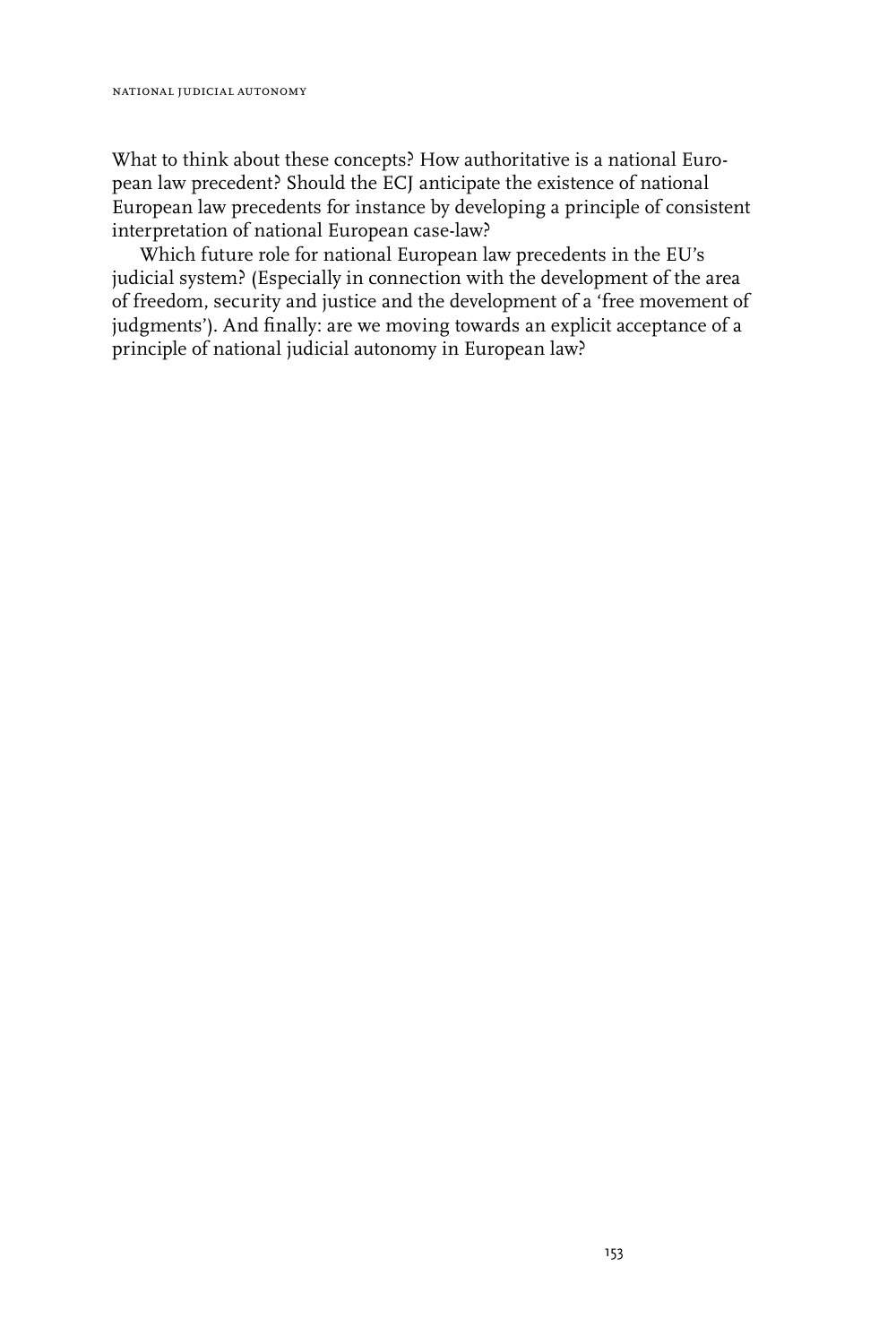What to think about these concepts? How authoritative is a national European law precedent? Should the ECJ anticipate the existence of national European law precedents for instance by developing a principle of consistent interpretation of national European case-law?

Which future role for national European law precedents in the EU's judicial system? (Especially in connection with the development of the area of freedom, security and justice and the development of a 'free movement of judgments'). And finally: are we moving towards an explicit acceptance of a principle of national judicial autonomy in European law?